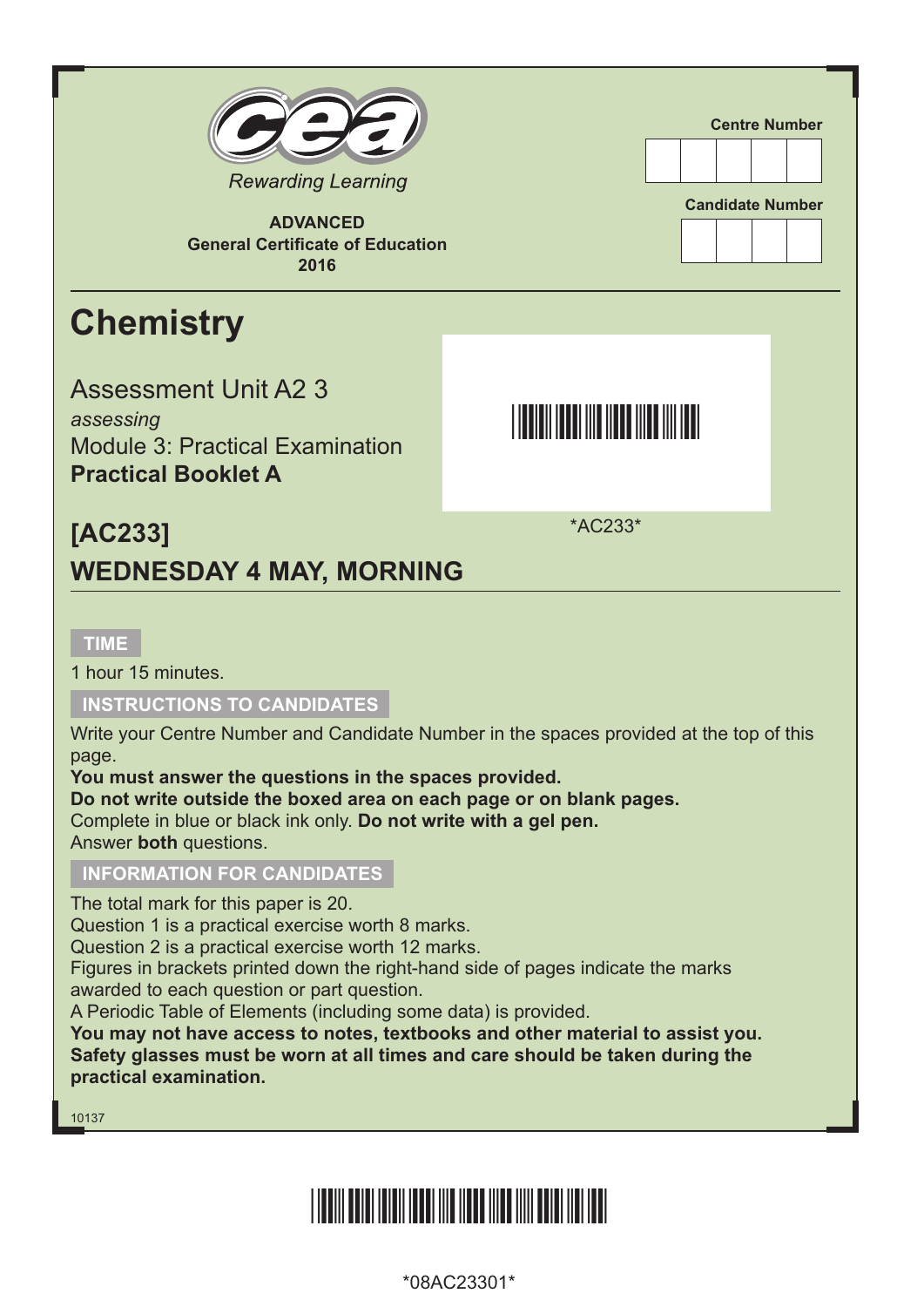Rewarding Learning

**ADVANCED**
**General Certificate of Education**
**2016**

**Centre Number**

**Candidate Number**

# Chemistry

Assessment Unit A2 3
*assessing*
Module 3: Practical Examination
**Practical Booklet A**

*AC233*

## [AC233]

## WEDNESDAY 4 MAY, MORNING

**TIME**

1 hour 15 minutes.

**INSTRUCTIONS TO CANDIDATES**

Write your Centre Number and Candidate Number in the spaces provided at the top of this page.
**You must answer the questions in the spaces provided.**
**Do not write outside the boxed area on each page or on blank pages.**
Complete in blue or black ink only. **Do not write with a gel pen.**
Answer **both** questions.

**INFORMATION FOR CANDIDATES**

The total mark for this paper is 20.
Question 1 is a practical exercise worth 8 marks.
Question 2 is a practical exercise worth 12 marks.
Figures in brackets printed down the right-hand side of pages indicate the marks awarded to each question or part question.
A Periodic Table of Elements (including some data) is provided.
**You may not have access to notes, textbooks and other material to assist you.**
**Safety glasses must be worn at all times and care should be taken during the practical examination.**

10137

*08AC23301*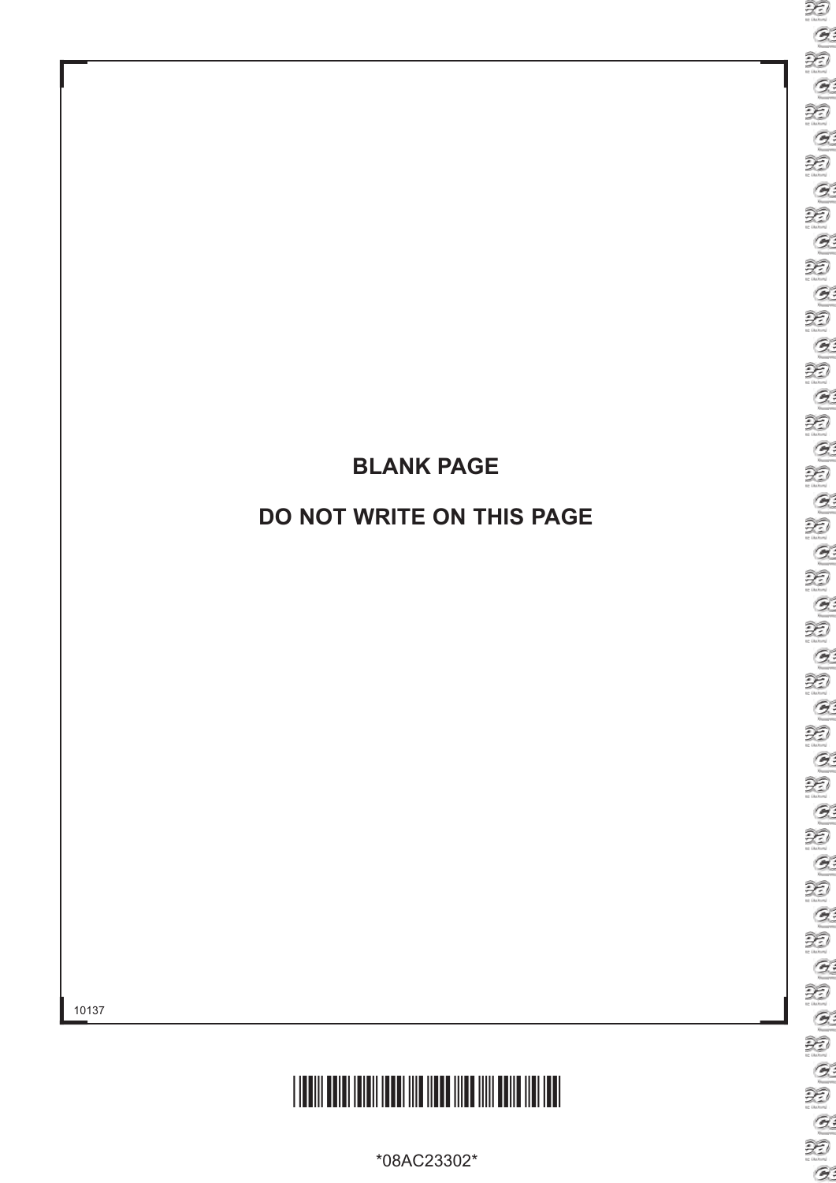**BLANK PAGE**

**DO NOT WRITE ON THIS PAGE**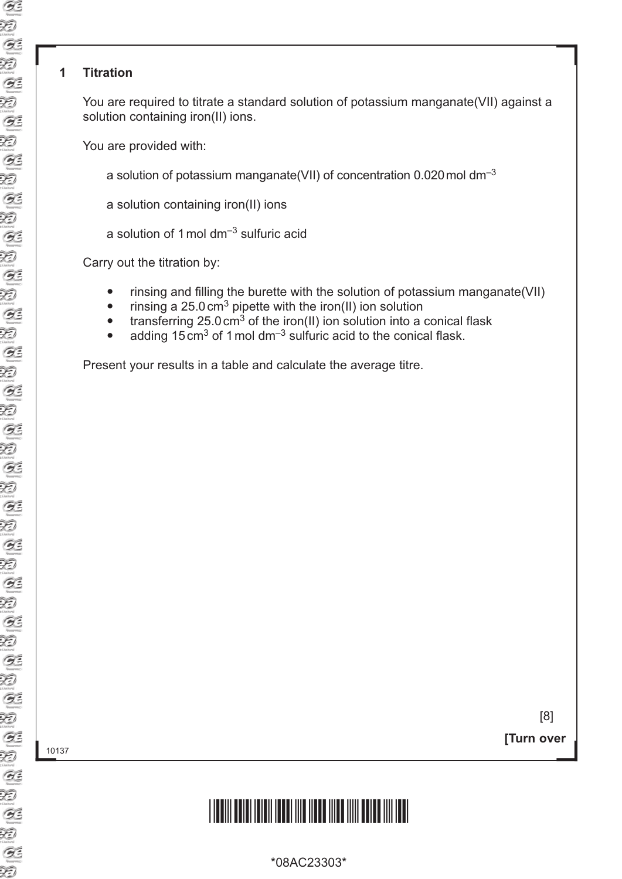**1 Titration**

You are required to titrate a standard solution of potassium manganate(VII) against a solution containing iron(II) ions.

You are provided with:

a solution of potassium manganate(VII) of concentration 0.020 mol $dm^{-3}$

a solution containing iron(II) ions

a solution of 1 mol $dm^{-3}$ sulfuric acid

Carry out the titration by:

- rinsing and filling the burette with the solution of potassium manganate(VII)
- rinsing a 25.0 $cm^3$ pipette with the iron(II) ion solution
- transferring 25.0 $cm^3$ of the iron(II) ion solution into a conical flask
- adding 15 $cm^3$ of 1 mol $dm^{-3}$ sulfuric acid to the conical flask.

Present your results in a table and calculate the average titre.

[8]

**[Turn over**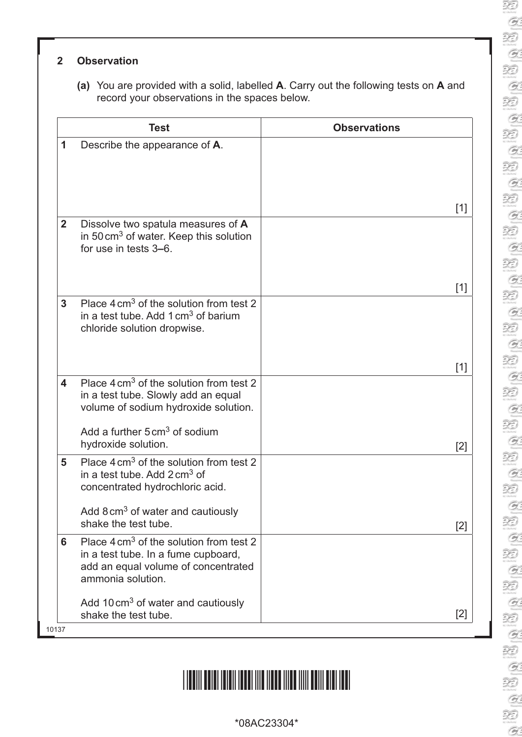## 2 Observation

**(a)** You are provided with a solid, labelled **A**. Carry out the following tests on **A** and record your observations in the spaces below.

| **Test** | **Observations** |
|---|---|
| **1** Describe the appearance of **A**. | [1] |
| **2** Dissolve two spatula measures of **A** in 50 $cm^3$ of water. Keep this solution for use in tests 3–6. | [1] |
| **3** Place 4 $cm^3$ of the solution from test 2 in a test tube. Add 1 $cm^3$ of barium chloride solution dropwise. | [1] |
| **4** Place 4 $cm^3$ of the solution from test 2 in a test tube. Slowly add an equal volume of sodium hydroxide solution. Add a further 5 $cm^3$ of sodium hydroxide solution. | [2] |
| **5** Place 4 $cm^3$ of the solution from test 2 in a test tube. Add 2 $cm^3$ of concentrated hydrochloric acid. Add 8 $cm^3$ of water and cautiously shake the test tube. | [2] |
| **6** Place 4 $cm^3$ of the solution from test 2 in a test tube. In a fume cupboard, add an equal volume of concentrated ammonia solution. Add 10 $cm^3$ of water and cautiously shake the test tube. | [2] |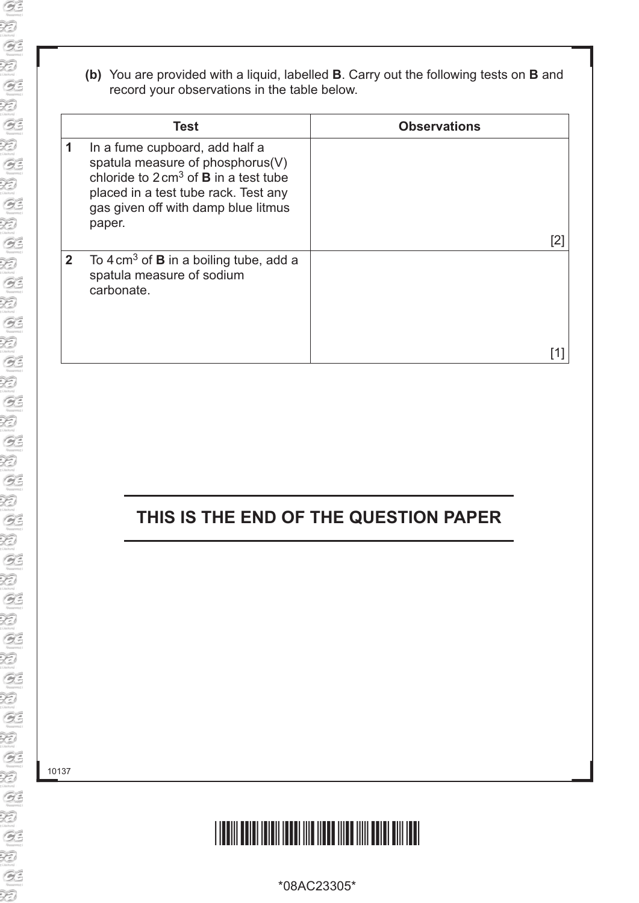**(b)** You are provided with a liquid, labelled **B**. Carry out the following tests on **B** and record your observations in the table below.

| Test | Observations |
|---|---|
| **1** In a fume cupboard, add half a spatula measure of phosphorus(V) chloride to 2 $cm^3$ of **B** in a test tube placed in a test tube rack. Test any gas given off with damp blue litmus paper. | [2] |
| **2** To 4 $cm^3$ of **B** in a boiling tube, add a spatula measure of sodium carbonate. | [1] |

## THIS IS THE END OF THE QUESTION PAPER

10137

*08AC23305*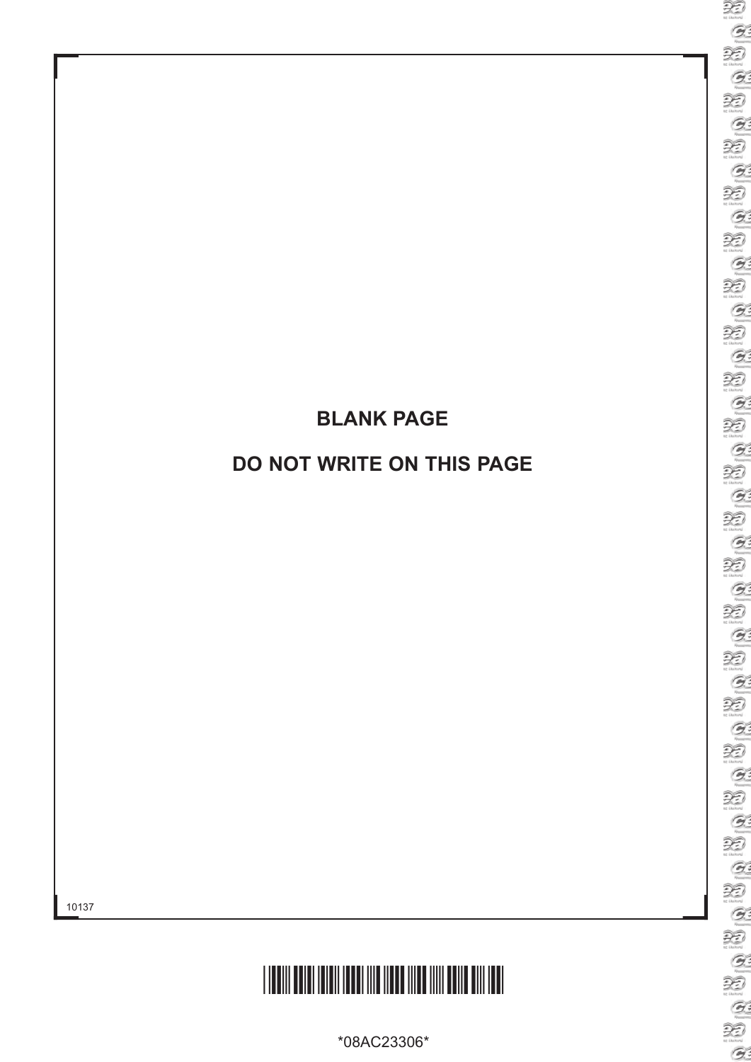**BLANK PAGE**

**DO NOT WRITE ON THIS PAGE**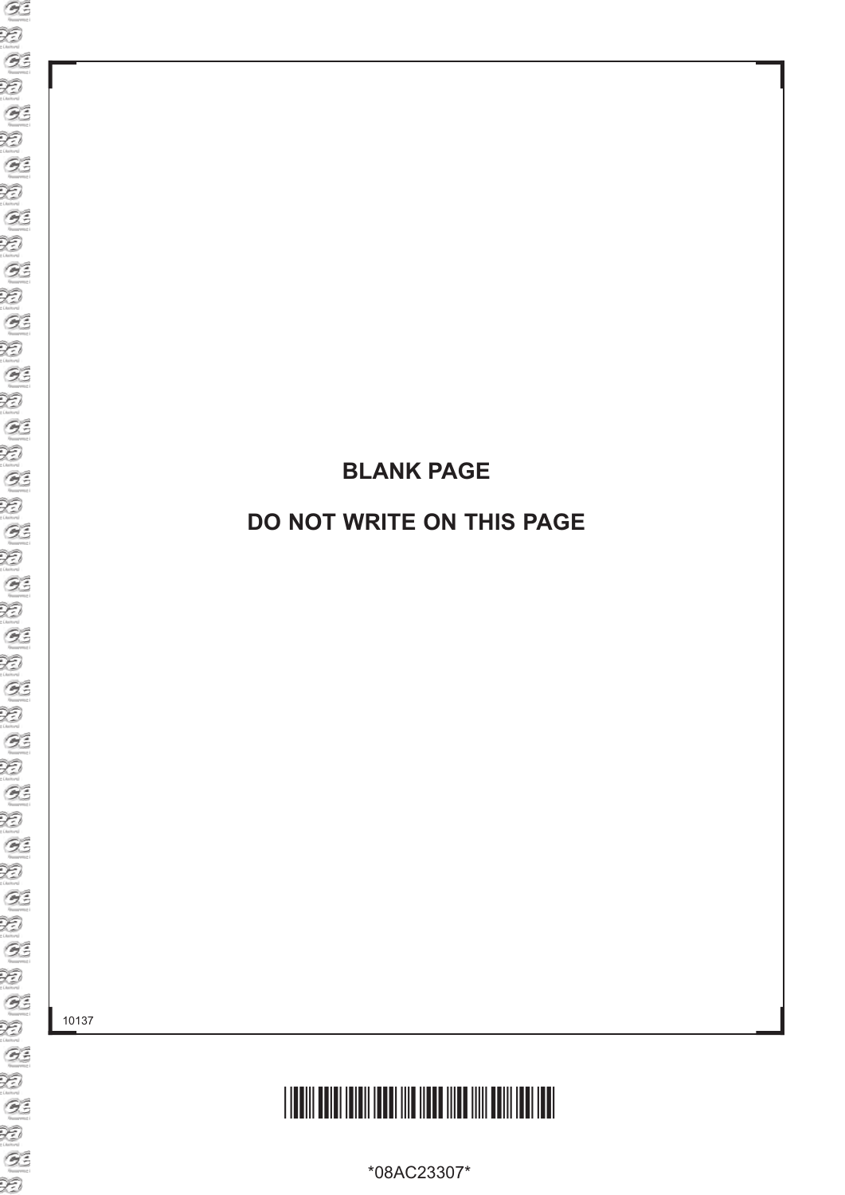**BLANK PAGE**

**DO NOT WRITE ON THIS PAGE**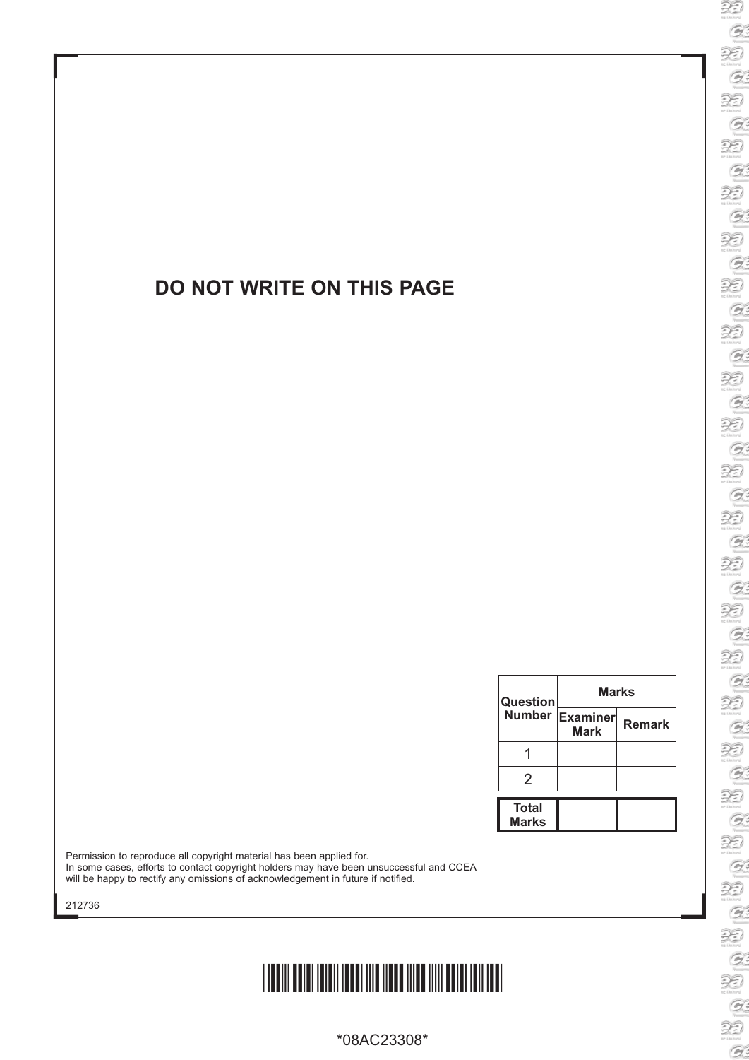**DO NOT WRITE ON THIS PAGE**

| Question Number | Marks | |
|---|---|---|
| | Examiner Mark | Remark |
| 1 | | |
| 2 | | |
| Total Marks | | |

Permission to reproduce all copyright material has been applied for.
In some cases, efforts to contact copyright holders may have been unsuccessful and CCEA will be happy to rectify any omissions of acknowledgement in future if notified.

212736

*08AC23308*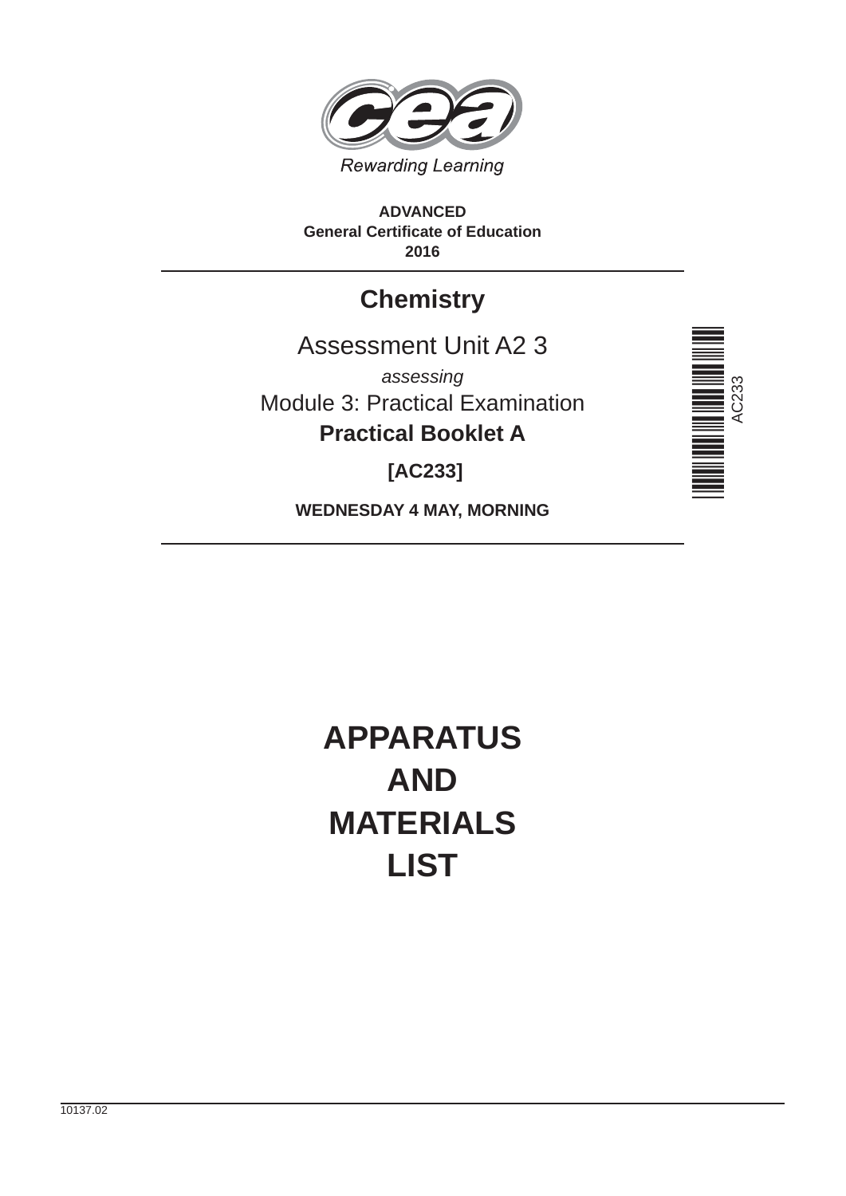Rewarding Learning

**ADVANCED**
**General Certificate of Education**
**2016**

# Chemistry

Assessment Unit A2 3

*assessing*

Module 3: Practical Examination

**Practical Booklet A**

**[AC233]**

**WEDNESDAY 4 MAY, MORNING**

AC233

# APPARATUS AND MATERIALS LIST

10137.02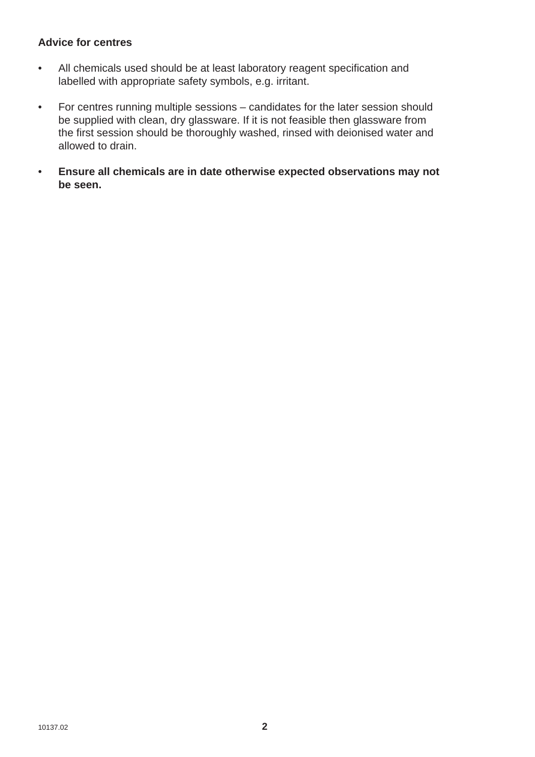**Advice for centres**

- All chemicals used should be at least laboratory reagent specification and labelled with appropriate safety symbols, e.g. irritant.
- For centres running multiple sessions – candidates for the later session should be supplied with clean, dry glassware. If it is not feasible then glassware from the first session should be thoroughly washed, rinsed with deionised water and allowed to drain.
- **Ensure all chemicals are in date otherwise expected observations may not be seen.**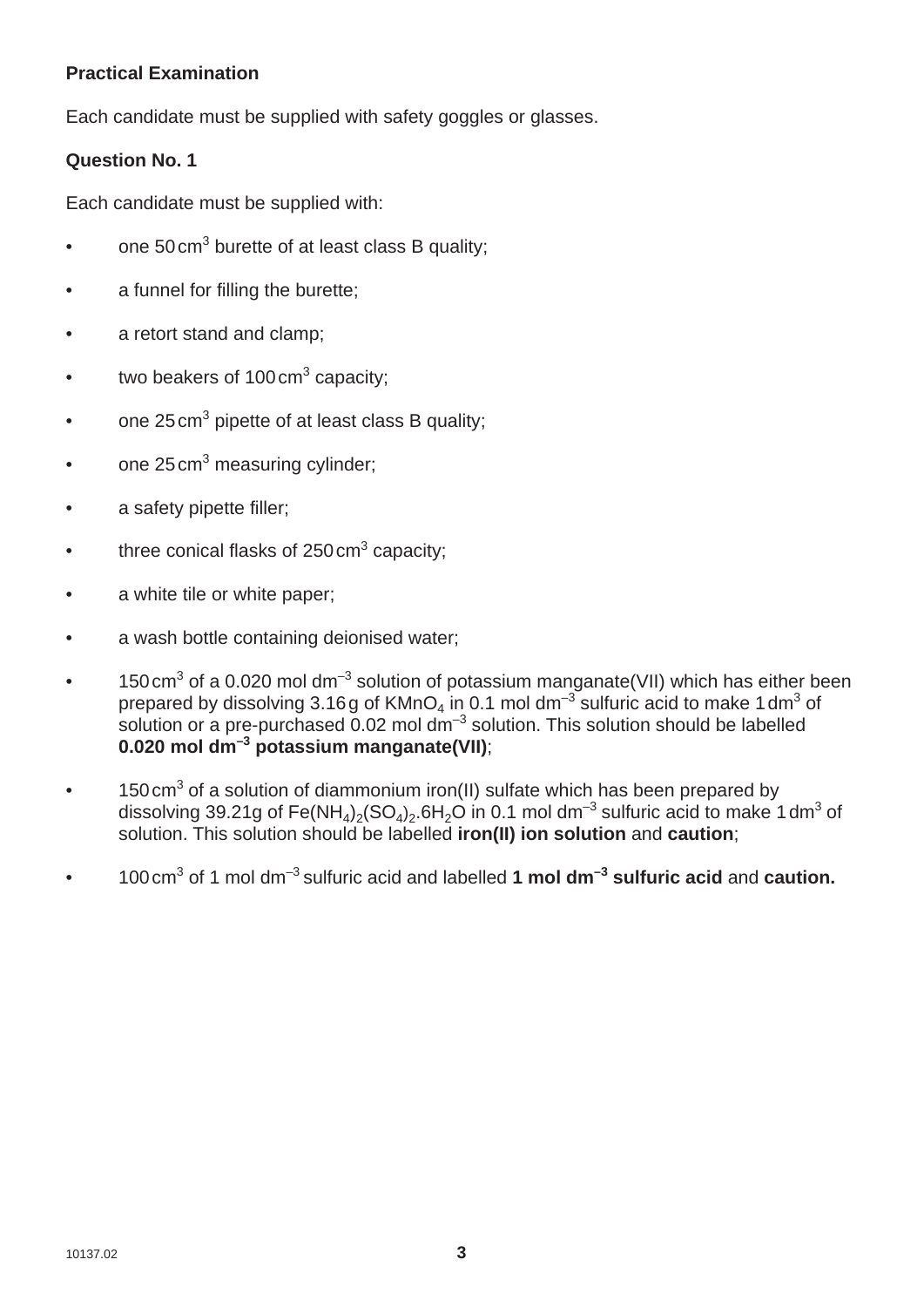**Practical Examination**

Each candidate must be supplied with safety goggles or glasses.

**Question No. 1**

Each candidate must be supplied with:

- one 50 $cm^3$ burette of at least class B quality;
- a funnel for filling the burette;
- a retort stand and clamp;
- two beakers of 100 $cm^3$ capacity;
- one 25 $cm^3$ pipette of at least class B quality;
- one 25 $cm^3$ measuring cylinder;
- a safety pipette filler;
- three conical flasks of 250 $cm^3$ capacity;
- a white tile or white paper;
- a wash bottle containing deionised water;
- 150 $cm^3$ of a 0.020 mol $dm^{-3}$ solution of potassium manganate(VII) which has either been prepared by dissolving 3.16 g of $KMnO_4$ in 0.1 mol $dm^{-3}$ sulfuric acid to make 1 $dm^3$ of solution or a pre-purchased 0.02 mol $dm^{-3}$ solution. This solution should be labelled **0.020 mol $dm^{-3}$ potassium manganate(VII)**;
- 150 $cm^3$ of a solution of diammonium iron(II) sulfate which has been prepared by dissolving 39.21g of $Fe(NH_4)_2(SO_4)_2.6H_2O$ in 0.1 mol $dm^{-3}$ sulfuric acid to make 1 $dm^3$ of solution. This solution should be labelled **iron(II) ion solution** and **caution**;
- 100 $cm^3$ of 1 mol $dm^{-3}$ sulfuric acid and labelled **1 mol $dm^{-3}$ sulfuric acid** and **caution.**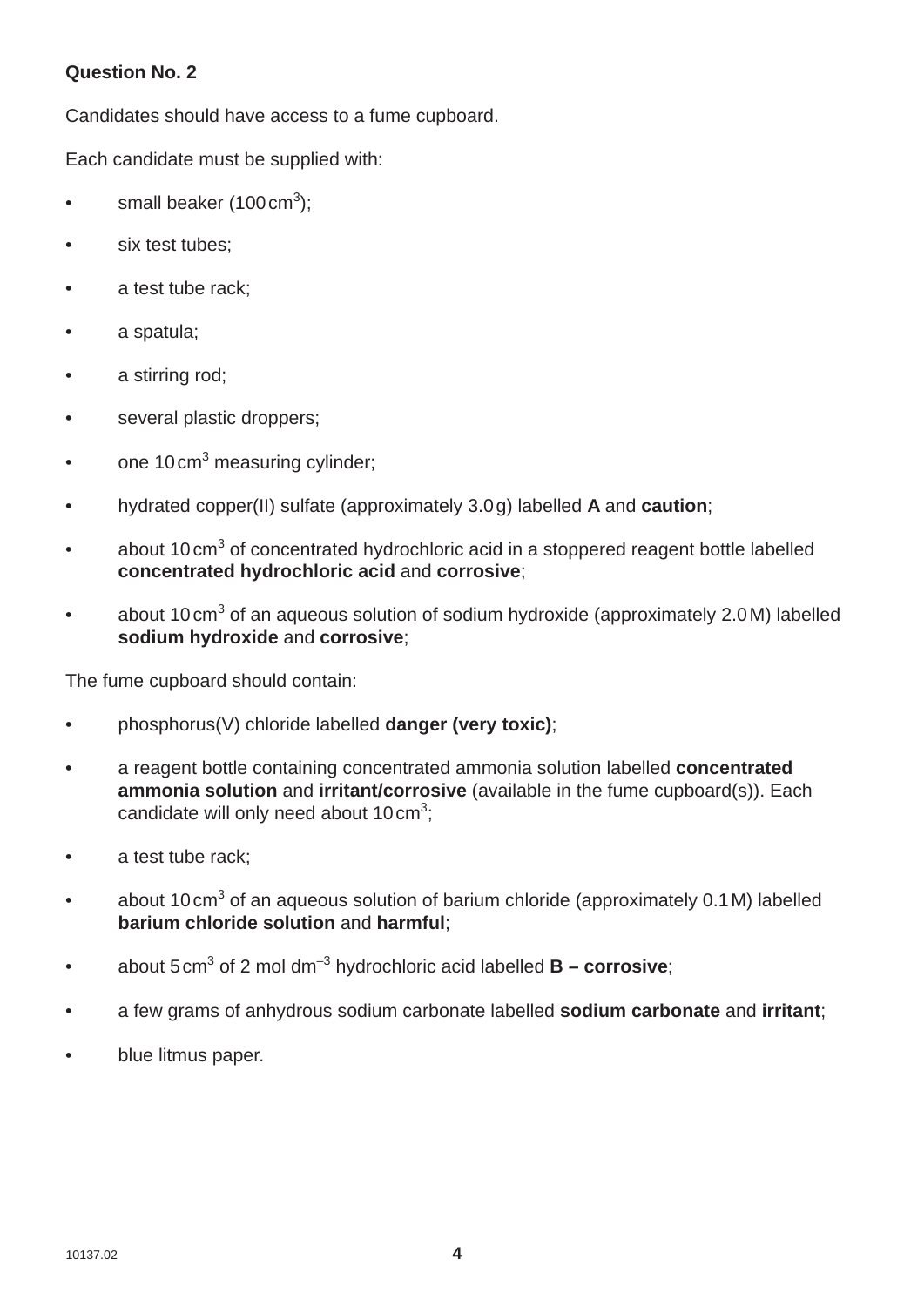**Question No. 2**

Candidates should have access to a fume cupboard.

Each candidate must be supplied with:

- small beaker (100 $cm^3$);
- six test tubes;
- a test tube rack;
- a spatula;
- a stirring rod;
- several plastic droppers;
- one 10 $cm^3$ measuring cylinder;
- hydrated copper(II) sulfate (approximately 3.0 g) labelled **A** and **caution**;
- about 10 $cm^3$ of concentrated hydrochloric acid in a stoppered reagent bottle labelled **concentrated hydrochloric acid** and **corrosive**;
- about 10 $cm^3$ of an aqueous solution of sodium hydroxide (approximately 2.0 M) labelled **sodium hydroxide** and **corrosive**;

The fume cupboard should contain:

- phosphorus(V) chloride labelled **danger (very toxic)**;
- a reagent bottle containing concentrated ammonia solution labelled **concentrated ammonia solution** and **irritant/corrosive** (available in the fume cupboard(s)). Each candidate will only need about 10 $cm^3$;
- a test tube rack;
- about 10 $cm^3$ of an aqueous solution of barium chloride (approximately 0.1 M) labelled **barium chloride solution** and **harmful**;
- about 5 $cm^3$ of 2 mol $dm^{-3}$ hydrochloric acid labelled **B – corrosive**;
- a few grams of anhydrous sodium carbonate labelled **sodium carbonate** and **irritant**;
- blue litmus paper.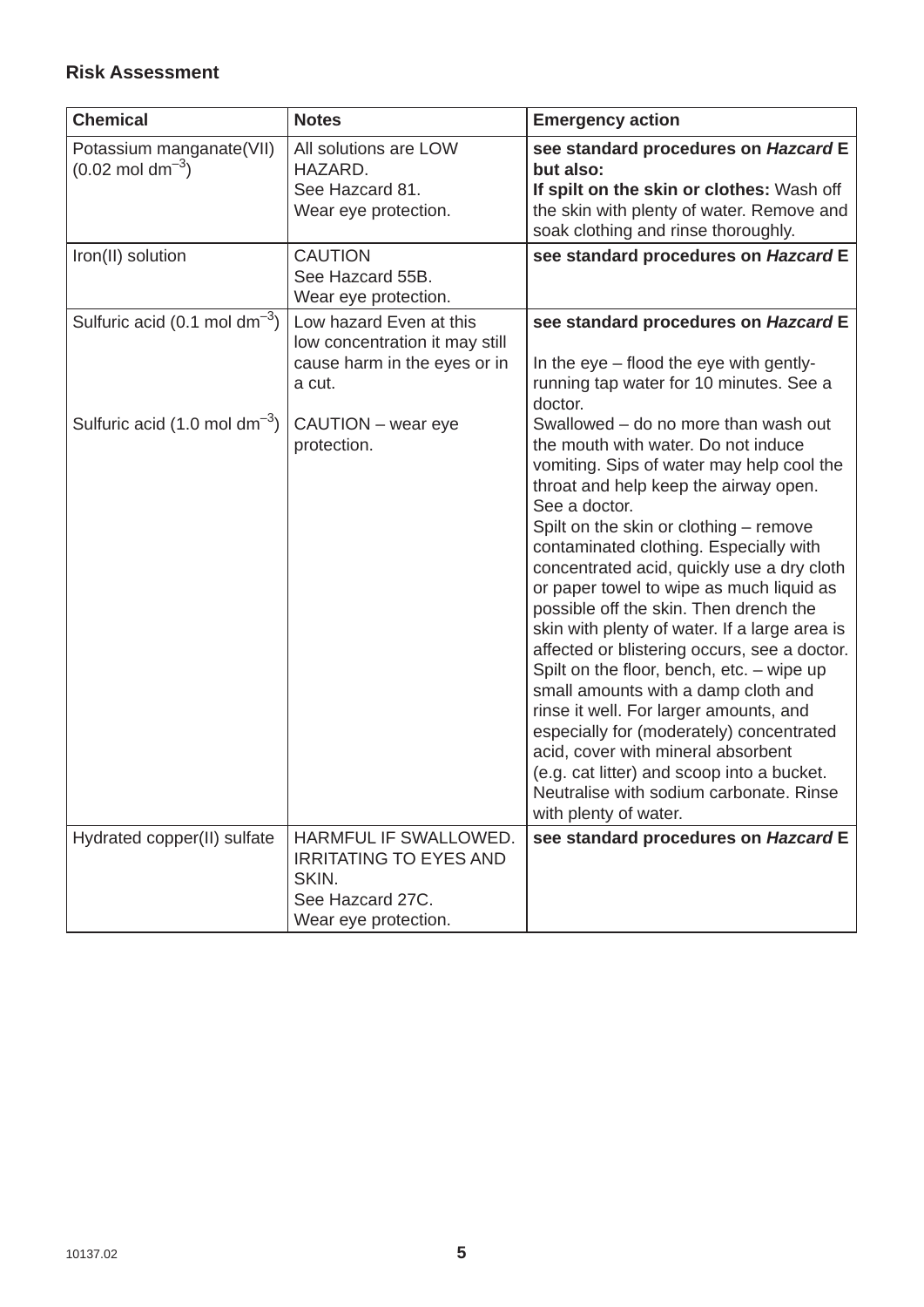### Risk Assessment

| Chemical | Notes | Emergency action |
|---|---|---|
| Potassium manganate(VII) ($0.02\ mol\ dm^{-3}$) | All solutions are LOW HAZARD.<br>See Hazcard 81.<br>Wear eye protection. | **see standard procedures on *Hazcard* E but also:**<br>**If spilt on the skin or clothes:** Wash off the skin with plenty of water. Remove and soak clothing and rinse thoroughly. |
| Iron(II) solution | CAUTION<br>See Hazcard 55B.<br>Wear eye protection. | **see standard procedures on *Hazcard* E** |
| Sulfuric acid ($0.1\ mol\ dm^{-3}$)<br><br>Sulfuric acid ($1.0\ mol\ dm^{-3}$) | Low hazard Even at this low concentration it may still cause harm in the eyes or in a cut.<br><br>CAUTION – wear eye protection. | **see standard procedures on *Hazcard* E**<br><br>In the eye – flood the eye with gently-running tap water for 10 minutes. See a doctor.<br>Swallowed – do no more than wash out the mouth with water. Do not induce vomiting. Sips of water may help cool the throat and help keep the airway open. See a doctor.<br>Spilt on the skin or clothing – remove contaminated clothing. Especially with concentrated acid, quickly use a dry cloth or paper towel to wipe as much liquid as possible off the skin. Then drench the skin with plenty of water. If a large area is affected or blistering occurs, see a doctor.<br>Spilt on the floor, bench, etc. – wipe up small amounts with a damp cloth and rinse it well. For larger amounts, and especially for (moderately) concentrated acid, cover with mineral absorbent (e.g. cat litter) and scoop into a bucket. Neutralise with sodium carbonate. Rinse with plenty of water. |
| Hydrated copper(II) sulfate | HARMFUL IF SWALLOWED.<br>IRRITATING TO EYES AND SKIN.<br>See Hazcard 27C.<br>Wear eye protection. | **see standard procedures on *Hazcard* E** |

10137.02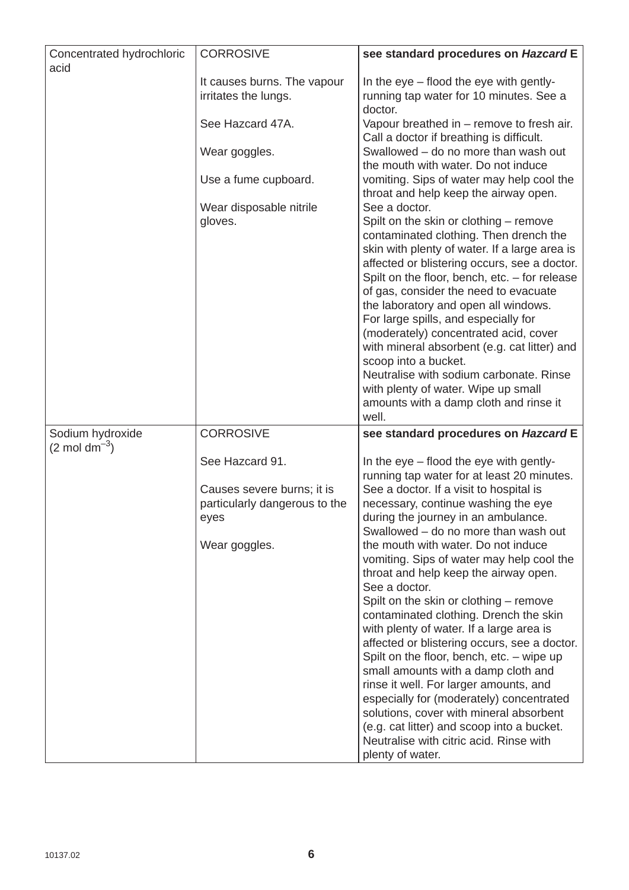| | | |
|---|---|---|
| Concentrated hydrochloric acid | CORROSIVE<br><br>It causes burns. The vapour irritates the lungs.<br><br>See Hazcard 47A.<br><br>Wear goggles.<br><br>Use a fume cupboard.<br><br>Wear disposable nitrile gloves. | **see standard procedures on *Hazcard* E**<br><br>In the eye – flood the eye with gently-running tap water for 10 minutes. See a doctor.<br>Vapour breathed in – remove to fresh air. Call a doctor if breathing is difficult.<br>Swallowed – do no more than wash out the mouth with water. Do not induce vomiting. Sips of water may help cool the throat and help keep the airway open. See a doctor.<br>Spilt on the skin or clothing – remove contaminated clothing. Then drench the skin with plenty of water. If a large area is affected or blistering occurs, see a doctor.<br>Spilt on the floor, bench, etc. – for release of gas, consider the need to evacuate the laboratory and open all windows.<br>For large spills, and especially for (moderately) concentrated acid, cover with mineral absorbent (e.g. cat litter) and scoop into a bucket.<br>Neutralise with sodium carbonate. Rinse with plenty of water. Wipe up small amounts with a damp cloth and rinse it well. |
| Sodium hydroxide (2 mol $dm^{-3}$) | CORROSIVE<br><br>See Hazcard 91.<br><br>Causes severe burns; it is particularly dangerous to the eyes<br><br>Wear goggles. | **see standard procedures on *Hazcard* E**<br><br>In the eye – flood the eye with gently-running tap water for at least 20 minutes. See a doctor. If a visit to hospital is necessary, continue washing the eye during the journey in an ambulance.<br>Swallowed – do no more than wash out the mouth with water. Do not induce vomiting. Sips of water may help cool the throat and help keep the airway open. See a doctor.<br>Spilt on the skin or clothing – remove contaminated clothing. Drench the skin with plenty of water. If a large area is affected or blistering occurs, see a doctor.<br>Spilt on the floor, bench, etc. – wipe up small amounts with a damp cloth and rinse it well. For larger amounts, and especially for (moderately) concentrated solutions, cover with mineral absorbent (e.g. cat litter) and scoop into a bucket.<br>Neutralise with citric acid. Rinse with plenty of water. |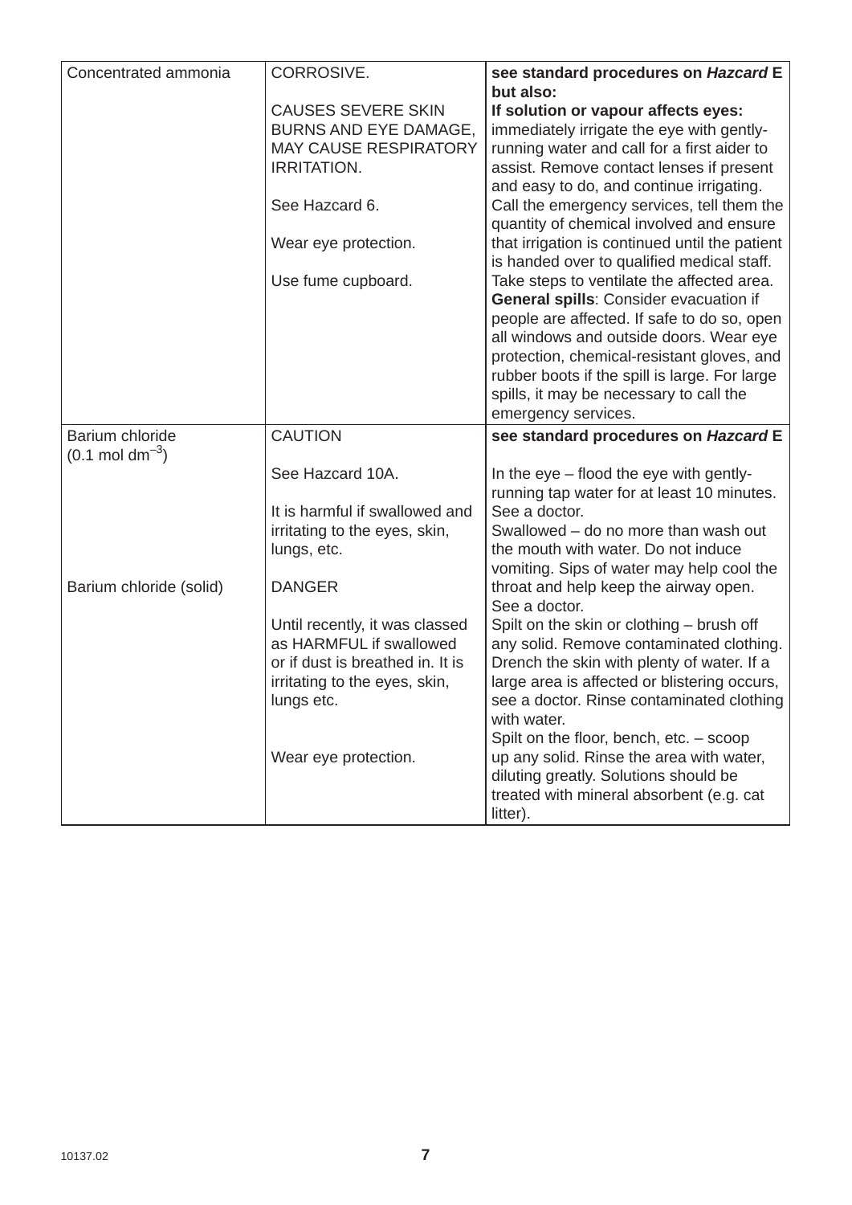| | | |
|---|---|---|
| Concentrated ammonia | CORROSIVE.<br><br>CAUSES SEVERE SKIN BURNS AND EYE DAMAGE, MAY CAUSE RESPIRATORY IRRITATION.<br><br>See Hazcard 6.<br><br>Wear eye protection.<br><br>Use fume cupboard. | **see standard procedures on *Hazcard* E but also:**<br>**If solution or vapour affects eyes:** immediately irrigate the eye with gently-running water and call for a first aider to assist. Remove contact lenses if present and easy to do, and continue irrigating. Call the emergency services, tell them the quantity of chemical involved and ensure that irrigation is continued until the patient is handed over to qualified medical staff. Take steps to ventilate the affected area.<br>**General spills**: Consider evacuation if people are affected. If safe to do so, open all windows and outside doors. Wear eye protection, chemical-resistant gloves, and rubber boots if the spill is large. For large spills, it may be necessary to call the emergency services. |
| Barium chloride ($0.1\ mol\ dm^{-3}$)<br><br><br><br><br><br><br>Barium chloride (solid) | CAUTION<br><br>See Hazcard 10A.<br><br>It is harmful if swallowed and irritating to the eyes, skin, lungs, etc.<br><br>DANGER<br><br>Until recently, it was classed as HARMFUL if swallowed or if dust is breathed in. It is irritating to the eyes, skin, lungs etc.<br><br>Wear eye protection. | **see standard procedures on *Hazcard* E**<br><br>In the eye – flood the eye with gently-running tap water for at least 10 minutes. See a doctor.<br>Swallowed – do no more than wash out the mouth with water. Do not induce vomiting. Sips of water may help cool the throat and help keep the airway open. See a doctor.<br>Spilt on the skin or clothing – brush off any solid. Remove contaminated clothing. Drench the skin with plenty of water. If a large area is affected or blistering occurs, see a doctor. Rinse contaminated clothing with water.<br>Spilt on the floor, bench, etc. – scoop up any solid. Rinse the area with water, diluting greatly. Solutions should be treated with mineral absorbent (e.g. cat litter). |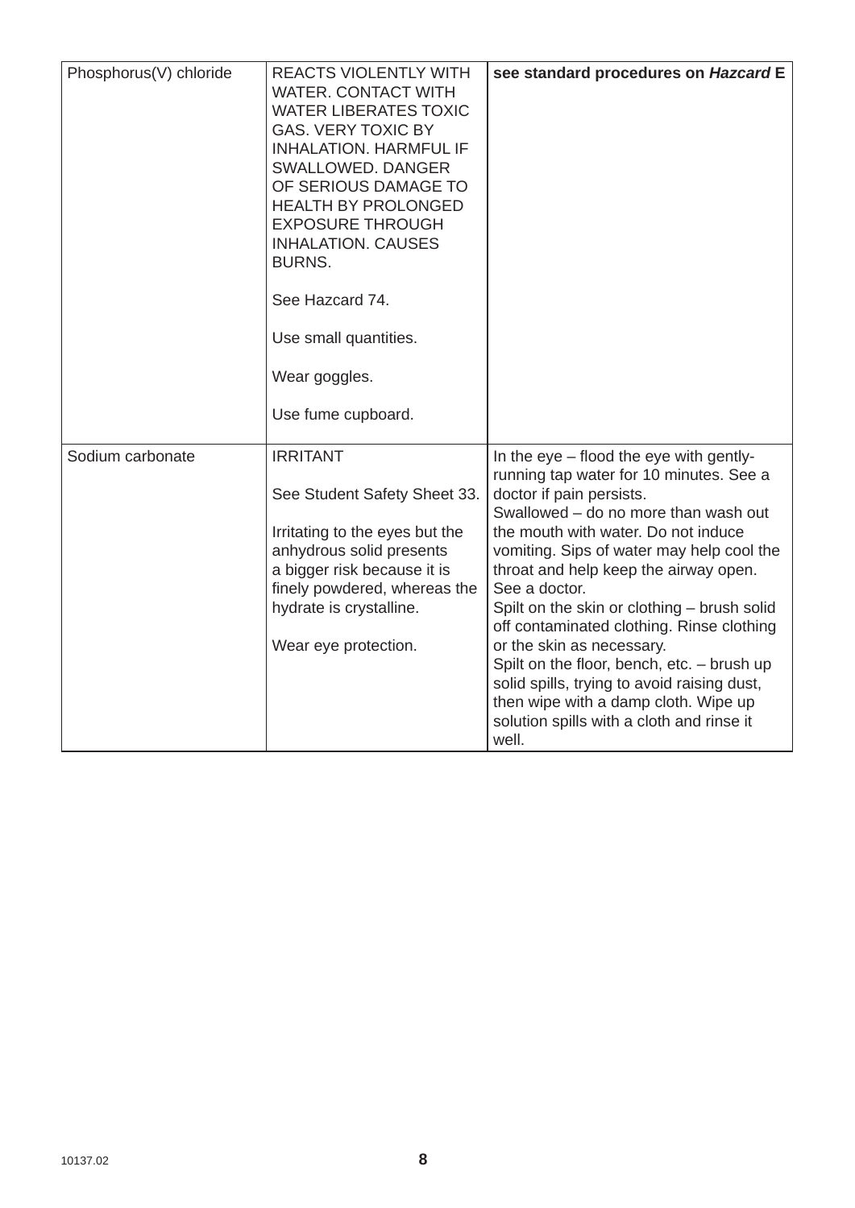| | | |
|---|---|---|
| Phosphorus(V) chloride | REACTS VIOLENTLY WITH WATER. CONTACT WITH WATER LIBERATES TOXIC GAS. VERY TOXIC BY INHALATION. HARMFUL IF SWALLOWED. DANGER OF SERIOUS DAMAGE TO HEALTH BY PROLONGED EXPOSURE THROUGH INHALATION. CAUSES BURNS.<br><br>See Hazcard 74.<br><br>Use small quantities.<br><br>Wear goggles.<br><br>Use fume cupboard. | **see standard procedures on *Hazcard* E** |
| Sodium carbonate | IRRITANT<br><br>See Student Safety Sheet 33.<br><br>Irritating to the eyes but the anhydrous solid presents a bigger risk because it is finely powdered, whereas the hydrate is crystalline.<br><br>Wear eye protection. | In the eye – flood the eye with gently-running tap water for 10 minutes. See a doctor if pain persists.<br>Swallowed – do no more than wash out the mouth with water. Do not induce vomiting. Sips of water may help cool the throat and help keep the airway open. See a doctor.<br>Spilt on the skin or clothing – brush solid off contaminated clothing. Rinse clothing or the skin as necessary.<br>Spilt on the floor, bench, etc. – brush up solid spills, trying to avoid raising dust, then wipe with a damp cloth. Wipe up solution spills with a cloth and rinse it well. |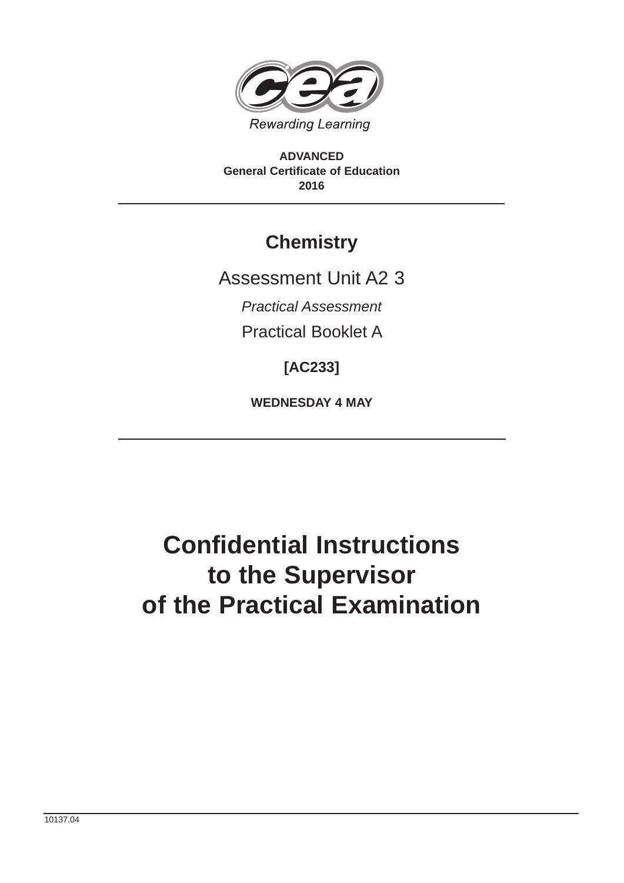Rewarding Learning

**ADVANCED**
**General Certificate of Education**
**2016**

# Chemistry

## Assessment Unit A2 3

*Practical Assessment*

Practical Booklet A

**[AC233]**

**WEDNESDAY 4 MAY**

# Confidential Instructions to the Supervisor of the Practical Examination

10137.04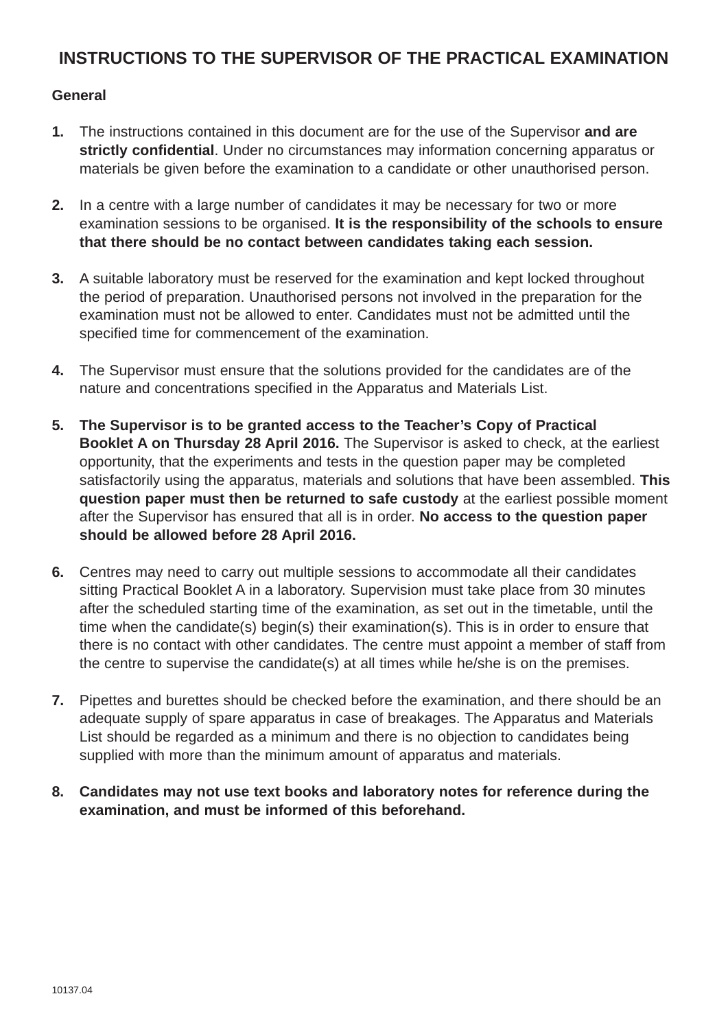# INSTRUCTIONS TO THE SUPERVISOR OF THE PRACTICAL EXAMINATION

**General**

1. The instructions contained in this document are for the use of the Supervisor **and are strictly confidential**. Under no circumstances may information concerning apparatus or materials be given before the examination to a candidate or other unauthorised person.

2. In a centre with a large number of candidates it may be necessary for two or more examination sessions to be organised. **It is the responsibility of the schools to ensure that there should be no contact between candidates taking each session.**

3. A suitable laboratory must be reserved for the examination and kept locked throughout the period of preparation. Unauthorised persons not involved in the preparation for the examination must not be allowed to enter. Candidates must not be admitted until the specified time for commencement of the examination.

4. The Supervisor must ensure that the solutions provided for the candidates are of the nature and concentrations specified in the Apparatus and Materials List.

5. **The Supervisor is to be granted access to the Teacher's Copy of Practical Booklet A on Thursday 28 April 2016.** The Supervisor is asked to check, at the earliest opportunity, that the experiments and tests in the question paper may be completed satisfactorily using the apparatus, materials and solutions that have been assembled. **This question paper must then be returned to safe custody** at the earliest possible moment after the Supervisor has ensured that all is in order. **No access to the question paper should be allowed before 28 April 2016.**

6. Centres may need to carry out multiple sessions to accommodate all their candidates sitting Practical Booklet A in a laboratory. Supervision must take place from 30 minutes after the scheduled starting time of the examination, as set out in the timetable, until the time when the candidate(s) begin(s) their examination(s). This is in order to ensure that there is no contact with other candidates. The centre must appoint a member of staff from the centre to supervise the candidate(s) at all times while he/she is on the premises.

7. Pipettes and burettes should be checked before the examination, and there should be an adequate supply of spare apparatus in case of breakages. The Apparatus and Materials List should be regarded as a minimum and there is no objection to candidates being supplied with more than the minimum amount of apparatus and materials.

8. **Candidates may not use text books and laboratory notes for reference during the examination, and must be informed of this beforehand.**

10137.04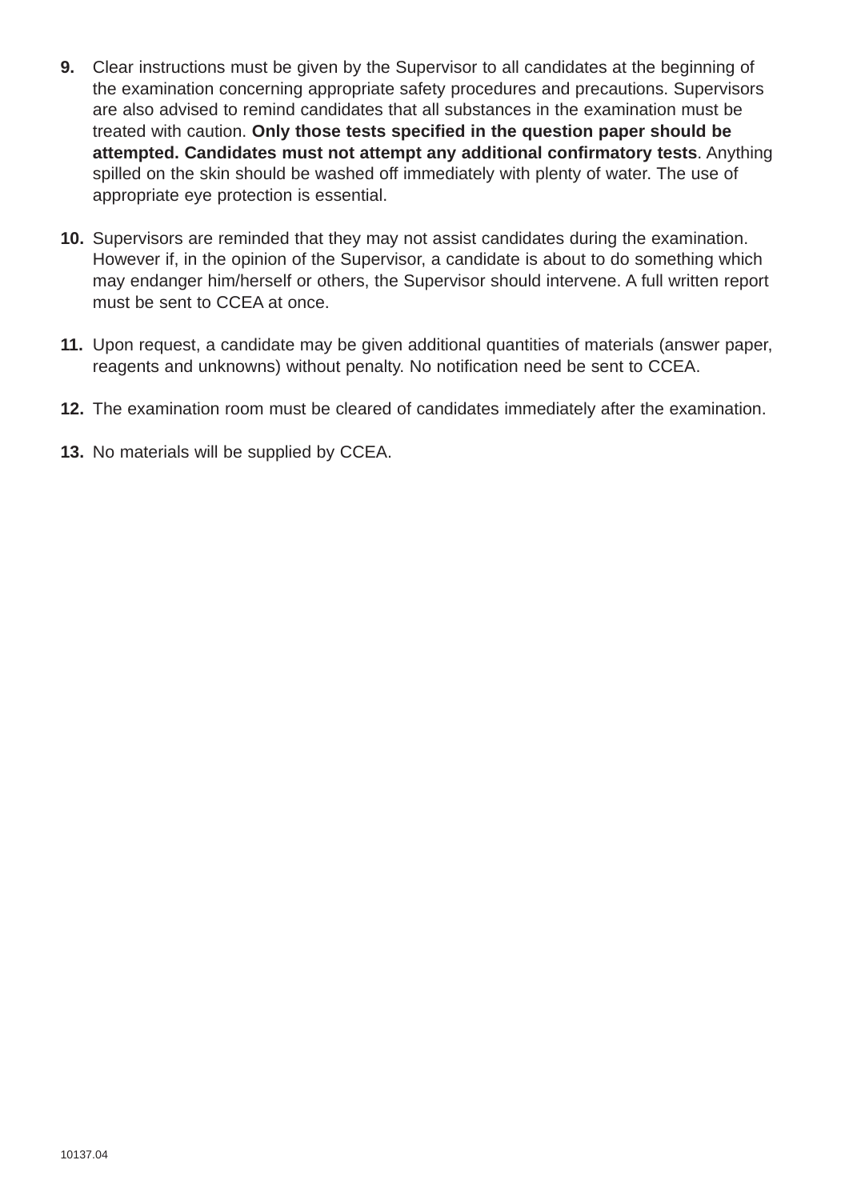9. Clear instructions must be given by the Supervisor to all candidates at the beginning of the examination concerning appropriate safety procedures and precautions. Supervisors are also advised to remind candidates that all substances in the examination must be treated with caution. **Only those tests specified in the question paper should be attempted. Candidates must not attempt any additional confirmatory tests**. Anything spilled on the skin should be washed off immediately with plenty of water. The use of appropriate eye protection is essential.

10. Supervisors are reminded that they may not assist candidates during the examination. However if, in the opinion of the Supervisor, a candidate is about to do something which may endanger him/herself or others, the Supervisor should intervene. A full written report must be sent to CCEA at once.

11. Upon request, a candidate may be given additional quantities of materials (answer paper, reagents and unknowns) without penalty. No notification need be sent to CCEA.

12. The examination room must be cleared of candidates immediately after the examination.

13. No materials will be supplied by CCEA.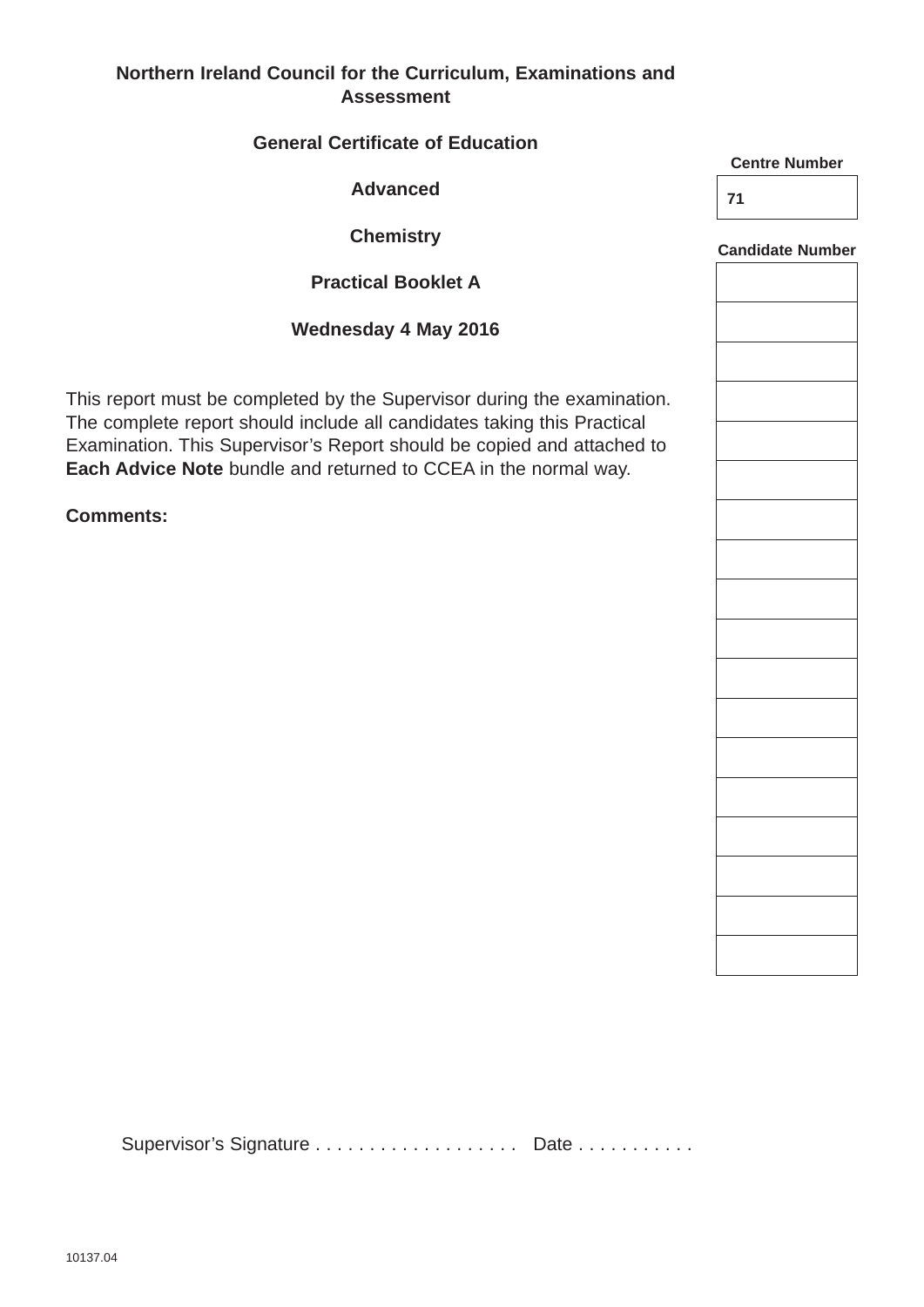**Northern Ireland Council for the Curriculum, Examinations and Assessment**

**General Certificate of Education**

**Advanced**

**Chemistry**

**Practical Booklet A**

**Wednesday 4 May 2016**

| **Centre Number** |
| --- |
| 71 |

| **Candidate Number** |
| --- |
| |
| |
| |
| |
| |
| |
| |
| |
| |
| |
| |
| |
| |
| |
| |
| |
| |
| |

This report must be completed by the Supervisor during the examination. The complete report should include all candidates taking this Practical Examination. This Supervisor's Report should be copied and attached to **Each Advice Note** bundle and returned to CCEA in the normal way.

**Comments:**

Supervisor's Signature . . . . . . . . . . . . . . . . . . . Date . . . . . . . . . . .

10137.04